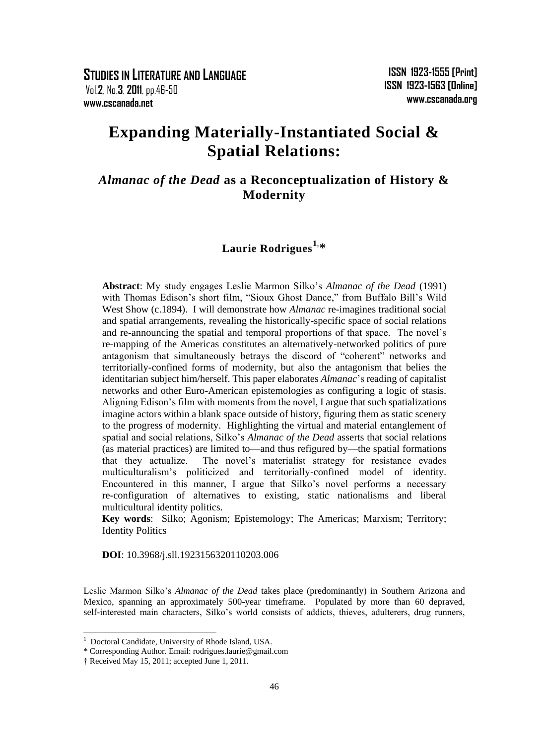# Expanding Materially-Instantiated Social & Spatial Relations:

## *Almanac of the Dead* as a Reconceptualization of History & Modernity

**Laurie Rodrigues**[1,*]

**Abstract**: My study engages Leslie Marmon Silko's *Almanac of the Dead* (1991) with Thomas Edison's short film, "Sioux Ghost Dance," from Buffalo Bill's Wild West Show (c.1894). I will demonstrate how *Almanac* re-imagines traditional social and spatial arrangements, revealing the historically-specific space of social relations and re-announcing the spatial and temporal proportions of that space. The novel's re-mapping of the Americas constitutes an alternatively-networked politics of pure antagonism that simultaneously betrays the discord of "coherent" networks and territorially-confined forms of modernity, but also the antagonism that belies the identitarian subject him/herself. This paper elaborates *Almanac*'s reading of capitalist networks and other Euro-American epistemologies as configuring a logic of stasis. Aligning Edison's film with moments from the novel, I argue that such spatializations imagine actors within a blank space outside of history, figuring them as static scenery to the progress of modernity. Highlighting the virtual and material entanglement of spatial and social relations, Silko's *Almanac of the Dead* asserts that social relations (as material practices) are limited to—and thus refigured by—the spatial formations that they actualize. The novel's materialist strategy for resistance evades multiculturalism's politicized and territorially-confined model of identity. Encountered in this manner, I argue that Silko's novel performs a necessary re-configuration of alternatives to existing, static nationalisms and liberal multicultural identity politics.

**Key words**: Silko; Agonism; Epistemology; The Americas; Marxism; Territory; Identity Politics

**DOI**: 10.3968/j.sll.1923156320110203.006

Leslie Marmon Silko's *Almanac of the Dead* takes place (predominantly) in Southern Arizona and Mexico, spanning an approximately 500-year timeframe. Populated by more than 60 depraved, self-interested main characters, Silko's world consists of addicts, thieves, adulterers, drug runners,

---

[1] Doctoral Candidate, University of Rhode Island, USA.

* Corresponding Author. Email: rodrigues.laurie@gmail.com

† Received May 15, 2011; accepted June 1, 2011.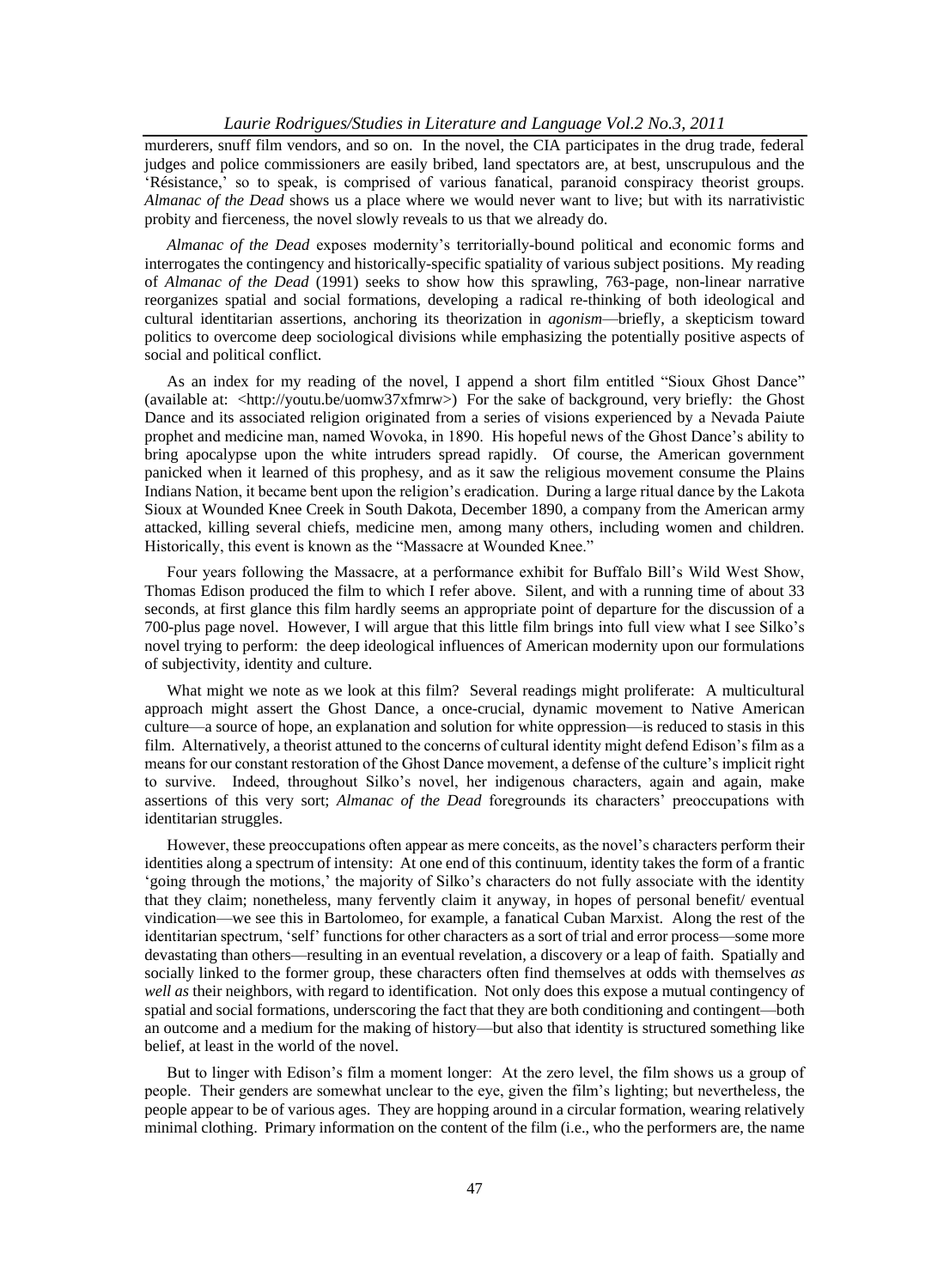murderers, snuff film vendors, and so on. In the novel, the CIA participates in the drug trade, federal judges and police commissioners are easily bribed, land spectators are, at best, unscrupulous and the 'Résistance,' so to speak, is comprised of various fanatical, paranoid conspiracy theorist groups. *Almanac of the Dead* shows us a place where we would never want to live; but with its narrativistic probity and fierceness, the novel slowly reveals to us that we already do.

*Almanac of the Dead* exposes modernity's territorially-bound political and economic forms and interrogates the contingency and historically-specific spatiality of various subject positions. My reading of *Almanac of the Dead* (1991) seeks to show how this sprawling, 763-page, non-linear narrative reorganizes spatial and social formations, developing a radical re-thinking of both ideological and cultural identitarian assertions, anchoring its theorization in *agonism*—briefly, a skepticism toward politics to overcome deep sociological divisions while emphasizing the potentially positive aspects of social and political conflict.

As an index for my reading of the novel, I append a short film entitled "Sioux Ghost Dance" (available at: <http://youtu.be/uomw37xfmrw>) For the sake of background, very briefly: the Ghost Dance and its associated religion originated from a series of visions experienced by a Nevada Paiute prophet and medicine man, named Wovoka, in 1890. His hopeful news of the Ghost Dance's ability to bring apocalypse upon the white intruders spread rapidly. Of course, the American government panicked when it learned of this prophesy, and as it saw the religious movement consume the Plains Indians Nation, it became bent upon the religion's eradication. During a large ritual dance by the Lakota Sioux at Wounded Knee Creek in South Dakota, December 1890, a company from the American army attacked, killing several chiefs, medicine men, among many others, including women and children. Historically, this event is known as the "Massacre at Wounded Knee."

Four years following the Massacre, at a performance exhibit for Buffalo Bill's Wild West Show, Thomas Edison produced the film to which I refer above. Silent, and with a running time of about 33 seconds, at first glance this film hardly seems an appropriate point of departure for the discussion of a 700-plus page novel. However, I will argue that this little film brings into full view what I see Silko's novel trying to perform: the deep ideological influences of American modernity upon our formulations of subjectivity, identity and culture.

What might we note as we look at this film? Several readings might proliferate: A multicultural approach might assert the Ghost Dance, a once-crucial, dynamic movement to Native American culture—a source of hope, an explanation and solution for white oppression—is reduced to stasis in this film. Alternatively, a theorist attuned to the concerns of cultural identity might defend Edison's film as a means for our constant restoration of the Ghost Dance movement, a defense of the culture's implicit right to survive. Indeed, throughout Silko's novel, her indigenous characters, again and again, make assertions of this very sort; *Almanac of the Dead* foregrounds its characters' preoccupations with identitarian struggles.

However, these preoccupations often appear as mere conceits, as the novel's characters perform their identities along a spectrum of intensity: At one end of this continuum, identity takes the form of a frantic 'going through the motions,' the majority of Silko's characters do not fully associate with the identity that they claim; nonetheless, many fervently claim it anyway, in hopes of personal benefit/ eventual vindication—we see this in Bartolomeo, for example, a fanatical Cuban Marxist. Along the rest of the identitarian spectrum, 'self' functions for other characters as a sort of trial and error process—some more devastating than others—resulting in an eventual revelation, a discovery or a leap of faith. Spatially and socially linked to the former group, these characters often find themselves at odds with themselves *as well as* their neighbors, with regard to identification. Not only does this expose a mutual contingency of spatial and social formations, underscoring the fact that they are both conditioning and contingent—both an outcome and a medium for the making of history—but also that identity is structured something like belief, at least in the world of the novel.

But to linger with Edison's film a moment longer: At the zero level, the film shows us a group of people. Their genders are somewhat unclear to the eye, given the film's lighting; but nevertheless, the people appear to be of various ages. They are hopping around in a circular formation, wearing relatively minimal clothing. Primary information on the content of the film (i.e., who the performers are, the name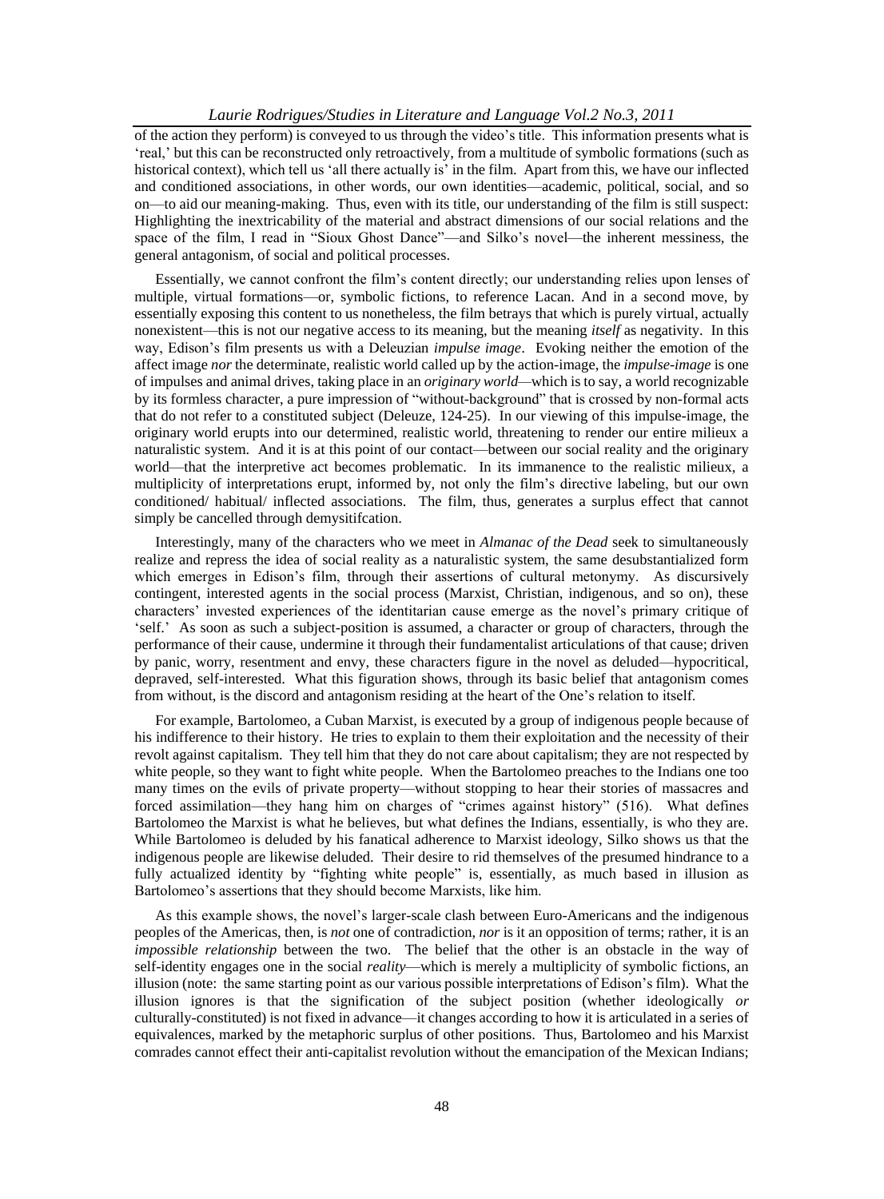of the action they perform) is conveyed to us through the video's title. This information presents what is 'real,' but this can be reconstructed only retroactively, from a multitude of symbolic formations (such as historical context), which tell us 'all there actually is' in the film. Apart from this, we have our inflected and conditioned associations, in other words, our own identities—academic, political, social, and so on—to aid our meaning-making. Thus, even with its title, our understanding of the film is still suspect: Highlighting the inextricability of the material and abstract dimensions of our social relations and the space of the film, I read in "Sioux Ghost Dance"—and Silko's novel—the inherent messiness, the general antagonism, of social and political processes.

Essentially, we cannot confront the film's content directly; our understanding relies upon lenses of multiple, virtual formations—or, symbolic fictions, to reference Lacan. And in a second move, by essentially exposing this content to us nonetheless, the film betrays that which is purely virtual, actually nonexistent—this is not our negative access to its meaning, but the meaning *itself* as negativity. In this way, Edison's film presents us with a Deleuzian *impulse image*. Evoking neither the emotion of the affect image *nor* the determinate, realistic world called up by the action-image, the *impulse-image* is one of impulses and animal drives, taking place in an *originary world*—which is to say, a world recognizable by its formless character, a pure impression of "without-background" that is crossed by non-formal acts that do not refer to a constituted subject (Deleuze, 124-25). In our viewing of this impulse-image, the originary world erupts into our determined, realistic world, threatening to render our entire milieux a naturalistic system. And it is at this point of our contact—between our social reality and the originary world—that the interpretive act becomes problematic. In its immanence to the realistic milieux, a multiplicity of interpretations erupt, informed by, not only the film's directive labeling, but our own conditioned/ habitual/ inflected associations. The film, thus, generates a surplus effect that cannot simply be cancelled through demysitifcation.

Interestingly, many of the characters who we meet in *Almanac of the Dead* seek to simultaneously realize and repress the idea of social reality as a naturalistic system, the same desubstantialized form which emerges in Edison's film, through their assertions of cultural metonymy. As discursively contingent, interested agents in the social process (Marxist, Christian, indigenous, and so on), these characters' invested experiences of the identitarian cause emerge as the novel's primary critique of 'self.' As soon as such a subject-position is assumed, a character or group of characters, through the performance of their cause, undermine it through their fundamentalist articulations of that cause; driven by panic, worry, resentment and envy, these characters figure in the novel as deluded—hypocritical, depraved, self-interested. What this figuration shows, through its basic belief that antagonism comes from without, is the discord and antagonism residing at the heart of the One's relation to itself.

For example, Bartolomeo, a Cuban Marxist, is executed by a group of indigenous people because of his indifference to their history. He tries to explain to them their exploitation and the necessity of their revolt against capitalism. They tell him that they do not care about capitalism; they are not respected by white people, so they want to fight white people. When the Bartolomeo preaches to the Indians one too many times on the evils of private property—without stopping to hear their stories of massacres and forced assimilation—they hang him on charges of "crimes against history" (516). What defines Bartolomeo the Marxist is what he believes, but what defines the Indians, essentially, is who they are. While Bartolomeo is deluded by his fanatical adherence to Marxist ideology, Silko shows us that the indigenous people are likewise deluded. Their desire to rid themselves of the presumed hindrance to a fully actualized identity by "fighting white people" is, essentially, as much based in illusion as Bartolomeo's assertions that they should become Marxists, like him.

As this example shows, the novel's larger-scale clash between Euro-Americans and the indigenous peoples of the Americas, then, is *not* one of contradiction, *nor* is it an opposition of terms; rather, it is an *impossible relationship* between the two. The belief that the other is an obstacle in the way of self-identity engages one in the social *reality*—which is merely a multiplicity of symbolic fictions, an illusion (note: the same starting point as our various possible interpretations of Edison's film). What the illusion ignores is that the signification of the subject position (whether ideologically *or* culturally-constituted) is not fixed in advance—it changes according to how it is articulated in a series of equivalences, marked by the metaphoric surplus of other positions. Thus, Bartolomeo and his Marxist comrades cannot effect their anti-capitalist revolution without the emancipation of the Mexican Indians;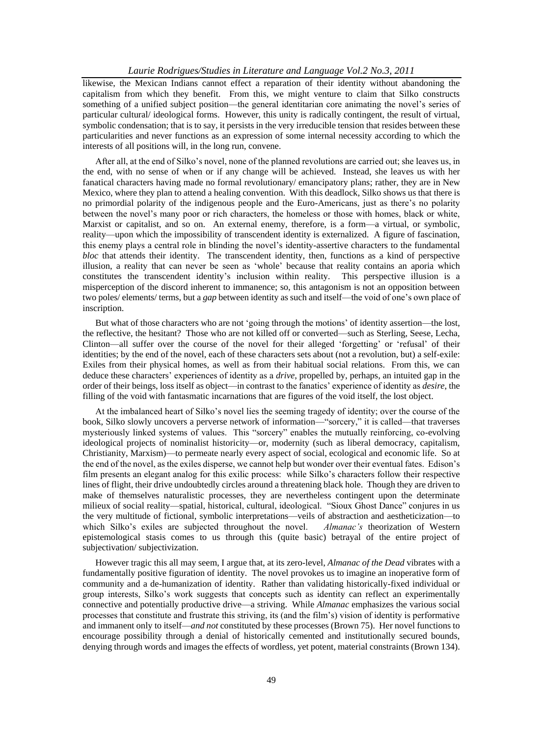likewise, the Mexican Indians cannot effect a reparation of their identity without abandoning the capitalism from which they benefit. From this, we might venture to claim that Silko constructs something of a unified subject position—the general identitarian core animating the novel's series of particular cultural/ ideological forms. However, this unity is radically contingent, the result of virtual, symbolic condensation; that is to say, it persists in the very irreducible tension that resides between these particularities and never functions as an expression of some internal necessity according to which the interests of all positions will, in the long run, convene.

After all, at the end of Silko's novel, none of the planned revolutions are carried out; she leaves us, in the end, with no sense of when or if any change will be achieved. Instead, she leaves us with her fanatical characters having made no formal revolutionary/ emancipatory plans; rather, they are in New Mexico, where they plan to attend a healing convention. With this deadlock, Silko shows us that there is no primordial polarity of the indigenous people and the Euro-Americans, just as there's no polarity between the novel's many poor or rich characters, the homeless or those with homes, black or white, Marxist or capitalist, and so on. An external enemy, therefore, is a form—a virtual, or symbolic, reality—upon which the impossibility of transcendent identity is externalized. A figure of fascination, this enemy plays a central role in blinding the novel's identity-assertive characters to the fundamental *bloc* that attends their identity. The transcendent identity, then, functions as a kind of perspective illusion, a reality that can never be seen as 'whole' because that reality contains an aporia which constitutes the transcendent identity's inclusion within reality. This perspective illusion is a misperception of the discord inherent to immanence; so, this antagonism is not an opposition between two poles/ elements/ terms, but a *gap* between identity as such and itself—the void of one's own place of inscription.

But what of those characters who are not 'going through the motions' of identity assertion—the lost, the reflective, the hesitant? Those who are not killed off or converted—such as Sterling, Seese, Lecha, Clinton—all suffer over the course of the novel for their alleged 'forgetting' or 'refusal' of their identities; by the end of the novel, each of these characters sets about (not a revolution, but) a self-exile: Exiles from their physical homes, as well as from their habitual social relations. From this, we can deduce these characters' experiences of identity as a *drive*, propelled by, perhaps, an intuited gap in the order of their beings, loss itself as object—in contrast to the fanatics' experience of identity as *desire*, the filling of the void with fantasmatic incarnations that are figures of the void itself, the lost object.

At the imbalanced heart of Silko's novel lies the seeming tragedy of identity; over the course of the book, Silko slowly uncovers a perverse network of information—"sorcery," it is called—that traverses mysteriously linked systems of values. This "sorcery" enables the mutually reinforcing, co-evolving ideological projects of nominalist historicity—or, modernity (such as liberal democracy, capitalism, Christianity, Marxism)—to permeate nearly every aspect of social, ecological and economic life. So at the end of the novel, as the exiles disperse, we cannot help but wonder over their eventual fates. Edison's film presents an elegant analog for this exilic process: while Silko's characters follow their respective lines of flight, their drive undoubtedly circles around a threatening black hole. Though they are driven to make of themselves naturalistic processes, they are nevertheless contingent upon the determinate milieus of social reality—spatial, historical, cultural, ideological. "Sioux Ghost Dance" conjures in us the very multitude of fictional, symbolic interpretations—veils of abstraction and aestheticization—to which Silko's exiles are subjected throughout the novel. *Almanac's* theorization of Western epistemological stasis comes to us through this (quite basic) betrayal of the entire project of subjectivation/ subjectivization.

However tragic this all may seem, I argue that, at its zero-level, *Almanac of the Dead* vibrates with a fundamentally positive figuration of identity. The novel provokes us to imagine an inoperative form of community and a de-humanization of identity. Rather than validating historically-fixed individual or group interests, Silko's work suggests that concepts such as identity can reflect an experimentally connective and potentially productive drive—a striving. While *Almanac* emphasizes the various social processes that constitute and frustrate this striving, its (and the film's) vision of identity is performative and immanent only to itself—*and not* constituted by these processes (Brown 75). Her novel functions to encourage possibility through a denial of historically cemented and institutionally secured bounds, denying through words and images the effects of wordless, yet potent, material constraints (Brown 134).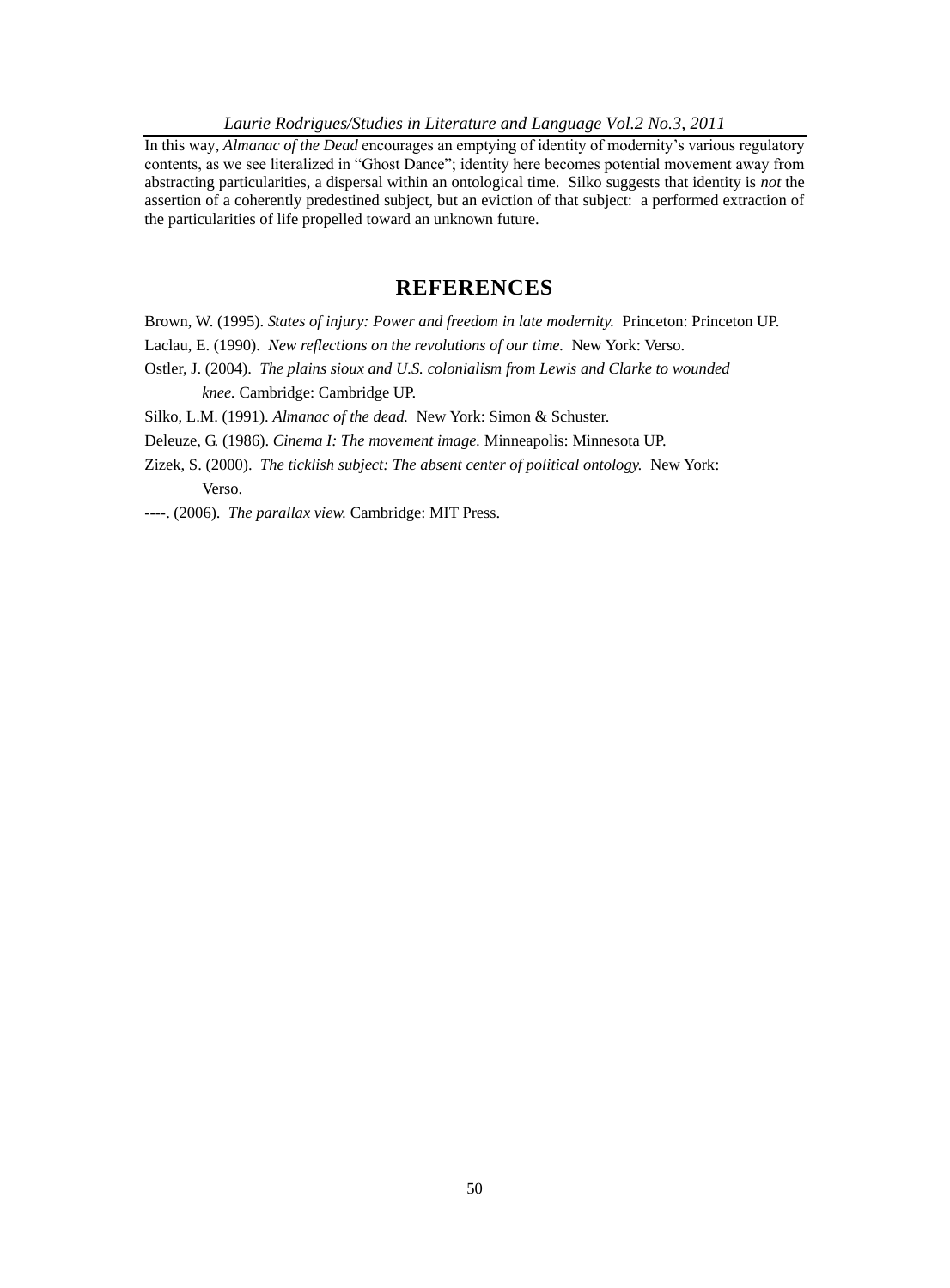In this way, *Almanac of the Dead* encourages an emptying of identity of modernity's various regulatory contents, as we see literalized in "Ghost Dance"; identity here becomes potential movement away from abstracting particularities, a dispersal within an ontological time. Silko suggests that identity is *not* the assertion of a coherently predestined subject, but an eviction of that subject: a performed extraction of the particularities of life propelled toward an unknown future.

## REFERENCES

Brown, W. (1995). *States of injury: Power and freedom in late modernity.* Princeton: Princeton UP.

Laclau, E. (1990). *New reflections on the revolutions of our time.* New York: Verso.

Ostler, J. (2004). *The plains sioux and U.S. colonialism from Lewis and Clarke to wounded knee.* Cambridge: Cambridge UP.

Silko, L.M. (1991). *Almanac of the dead.* New York: Simon & Schuster.

Deleuze, G. (1986). *Cinema I: The movement image.* Minneapolis: Minnesota UP.

Zizek, S. (2000). *The ticklish subject: The absent center of political ontology.* New York: Verso.

----. (2006). *The parallax view.* Cambridge: MIT Press.